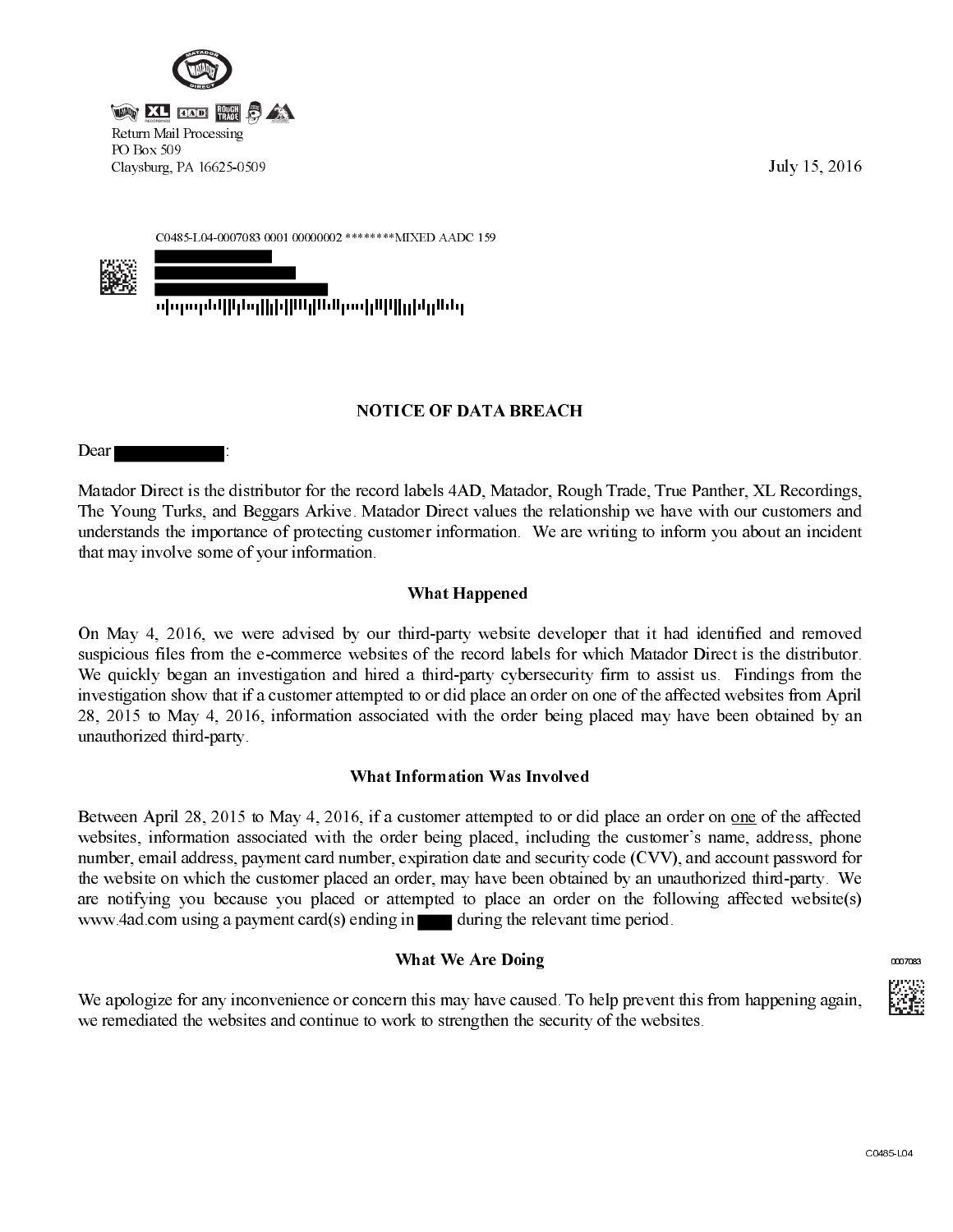Return Mail Processing
PO Box 509
Claysburg, PA 16625-0509

July 15, 2016

C0485-L04-0007083 0001 00000002 ********MIXED AADC 159

## NOTICE OF DATA BREACH

Dear :

Matador Direct is the distributor for the record labels 4AD, Matador, Rough Trade, True Panther, XL Recordings, The Young Turks, and Beggars Arkive. Matador Direct values the relationship we have with our customers and understands the importance of protecting customer information. We are writing to inform you about an incident that may involve some of your information.

### What Happened

On May 4, 2016, we were advised by our third-party website developer that it had identified and removed suspicious files from the e-commerce websites of the record labels for which Matador Direct is the distributor. We quickly began an investigation and hired a third-party cybersecurity firm to assist us. Findings from the investigation show that if a customer attempted to or did place an order on one of the affected websites from April 28, 2015 to May 4, 2016, information associated with the order being placed may have been obtained by an unauthorized third-party.

### What Information Was Involved

Between April 28, 2015 to May 4, 2016, if a customer attempted to or did place an order on <u>one</u> of the affected websites, information associated with the order being placed, including the customer's name, address, phone number, email address, payment card number, expiration date and security code (CVV), and account password for the website on which the customer placed an order, may have been obtained by an unauthorized third-party. We are notifying you because you placed or attempted to place an order on the following affected website(s) www.4ad.com using a payment card(s) ending in during the relevant time period.

### What We Are Doing

We apologize for any inconvenience or concern this may have caused. To help prevent this from happening again, we remediated the websites and continue to work to strengthen the security of the websites.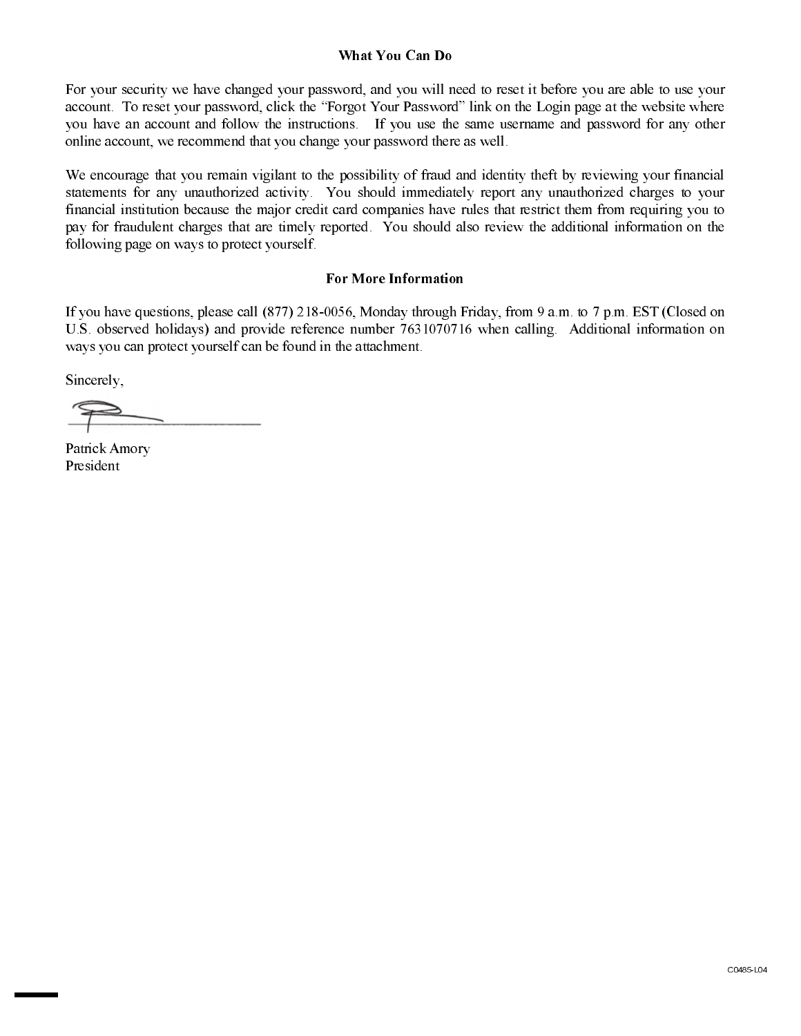## What You Can Do

For your security we have changed your password, and you will need to reset it before you are able to use your account. To reset your password, click the "Forgot Your Password" link on the Login page at the website where you have an account and follow the instructions. If you use the same username and password for any other online account, we recommend that you change your password there as well.

We encourage that you remain vigilant to the possibility of fraud and identity theft by reviewing your financial statements for any unauthorized activity. You should immediately report any unauthorized charges to your financial institution because the major credit card companies have rules that restrict them from requiring you to pay for fraudulent charges that are timely reported. You should also review the additional information on the following page on ways to protect yourself.

## For More Information

If you have questions, please call (877) 218-0056, Monday through Friday, from 9 a.m. to 7 p.m. EST (Closed on U.S. observed holidays) and provide reference number 7631070716 when calling. Additional information on ways you can protect yourself can be found in the attachment.

Sincerely,

Patrick Amory
President

C0485-L04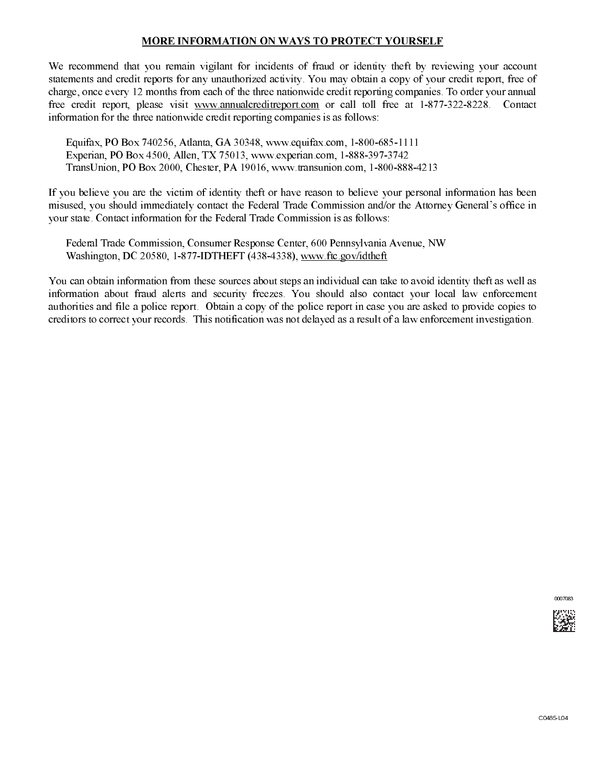## MORE INFORMATION ON WAYS TO PROTECT YOURSELF

We recommend that you remain vigilant for incidents of fraud or identity theft by reviewing your account statements and credit reports for any unauthorized activity. You may obtain a copy of your credit report, free of charge, once every 12 months from each of the three nationwide credit reporting companies. To order your annual free credit report, please visit www.annualcreditreport.com or call toll free at 1-877-322-8228. Contact information for the three nationwide credit reporting companies is as follows:

Equifax, PO Box 740256, Atlanta, GA 30348, www.equifax.com, 1-800-685-1111
Experian, PO Box 4500, Allen, TX 75013, www.experian.com, 1-888-397-3742
TransUnion, PO Box 2000, Chester, PA 19016, www.transunion.com, 1-800-888-4213

If you believe you are the victim of identity theft or have reason to believe your personal information has been misused, you should immediately contact the Federal Trade Commission and/or the Attorney General's office in your state. Contact information for the Federal Trade Commission is as follows:

Federal Trade Commission, Consumer Response Center, 600 Pennsylvania Avenue, NW
Washington, DC 20580, 1-877-IDTHEFT (438-4338), www.ftc.gov/idtheft

You can obtain information from these sources about steps an individual can take to avoid identity theft as well as information about fraud alerts and security freezes. You should also contact your local law enforcement authorities and file a police report. Obtain a copy of the police report in case you are asked to provide copies to creditors to correct your records. This notification was not delayed as a result of a law enforcement investigation.

0007083

C0485-L04